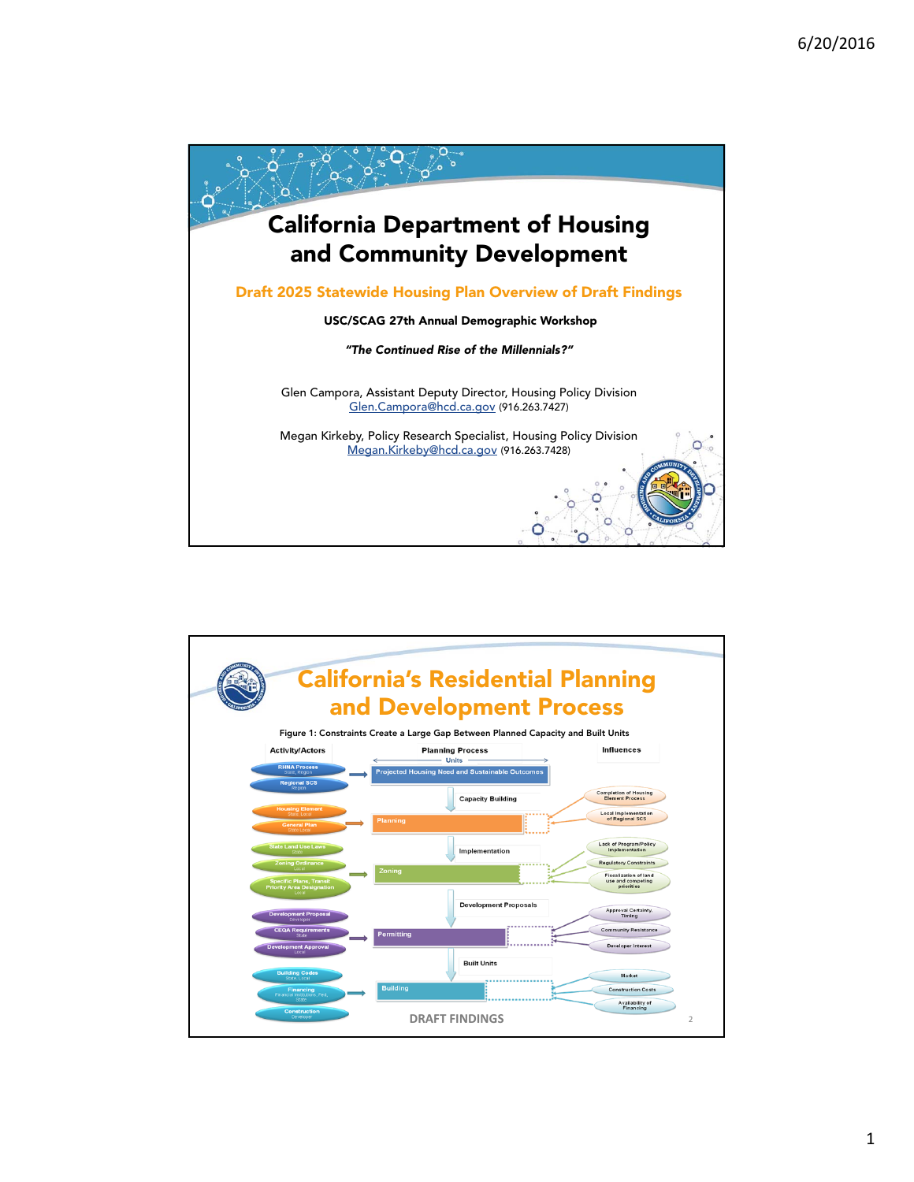# California Department of Housing and Community Development

## Draft 2025 Statewide Housing Plan Overview of Draft Findings

**USC/SCAG 27th Annual Demographic Workshop**

***"The Continued Rise of the Millennials?"***

Glen Campora, Assistant Deputy Director, Housing Policy Division
Glen.Campora@hcd.ca.gov (916.263.7427)

Megan Kirkeby, Policy Research Specialist, Housing Policy Division
Megan.Kirkeby@hcd.ca.gov (916.263.7428)

---

# California's Residential Planning and Development Process

**Figure 1: Constraints Create a Large Gap Between Planned Capacity and Built Units**

| Activity/Actors | Planning Process (Units) | Influences |
|---|---|---|
| RHNA Process (State, Region); Regional SCS (Region) | Projected Housing Need and Sustainable Outcomes | |
| | Capacity Building | |
| Housing Element (State, Local); General Plan (State Local) | Planning | Completion of Housing Element Process; Local Implementation of Regional SCS |
| | Implementation | |
| State Land Use Laws (State); Zoning Ordinance (Local); Specific Plans, Transit Priority Area Designation (Local) | Zoning | Lack of Program/Policy Implementation; Regulatory Constraints; Fiscalization of land use and competing priorities |
| | Development Proposals | |
| Development Proposal (Developer); CEQA Requirements (State); Development Approval (Local) | Permitting | Approval Certainty, Timing; Community Resistance; Developer Interest |
| | Built Units | |
| Building Codes (State, Local); Financing (Financial institutions, Fed, State); Construction (Developer) | Building | Market; Construction Costs; Availability of Financing |

DRAFT FINDINGS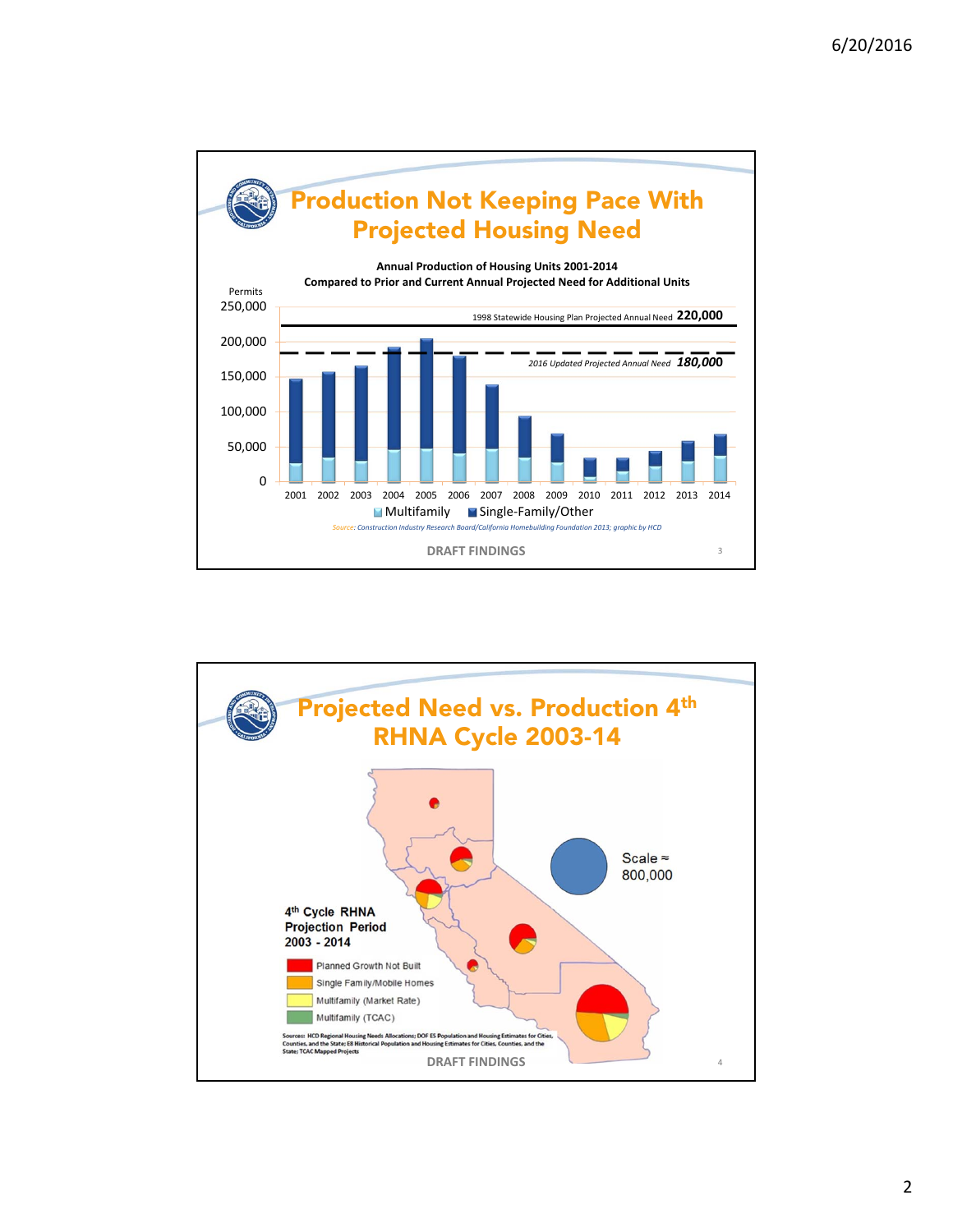## Production Not Keeping Pace With Projected Housing Need

**Annual Production of Housing Units 2001-2014**
**Compared to Prior and Current Annual Projected Need for Additional Units**

Permits

250,000
200,000
150,000
100,000
50,000
0

1998 Statewide Housing Plan Projected Annual Need **220,000**

*2016 Updated Projected Annual Need* ***180,000***

2001 2002 2003 2004 2005 2006 2007 2008 2009 2010 2011 2012 2013 2014

Multifamily    Single-Family/Other

*Source: Construction Industry Research Board/California Homebuilding Foundation 2013; graphic by HCD*

DRAFT FINDINGS

## Projected Need vs. Production 4th RHNA Cycle 2003-14

Scale ≈ 800,000

**4th Cycle RHNA Projection Period 2003 - 2014**

- Planned Growth Not Built
- Single Family/Mobile Homes
- Multifamily (Market Rate)
- Multifamily (TCAC)

Sources: HCD Regional Housing Needs Allocations; DOF E5 Population and Housing Estimates for Cities, Counties, and the State; E8 Historical Population and Housing Estimates for Cities, Counties, and the State; TCAC Mapped Projects

DRAFT FINDINGS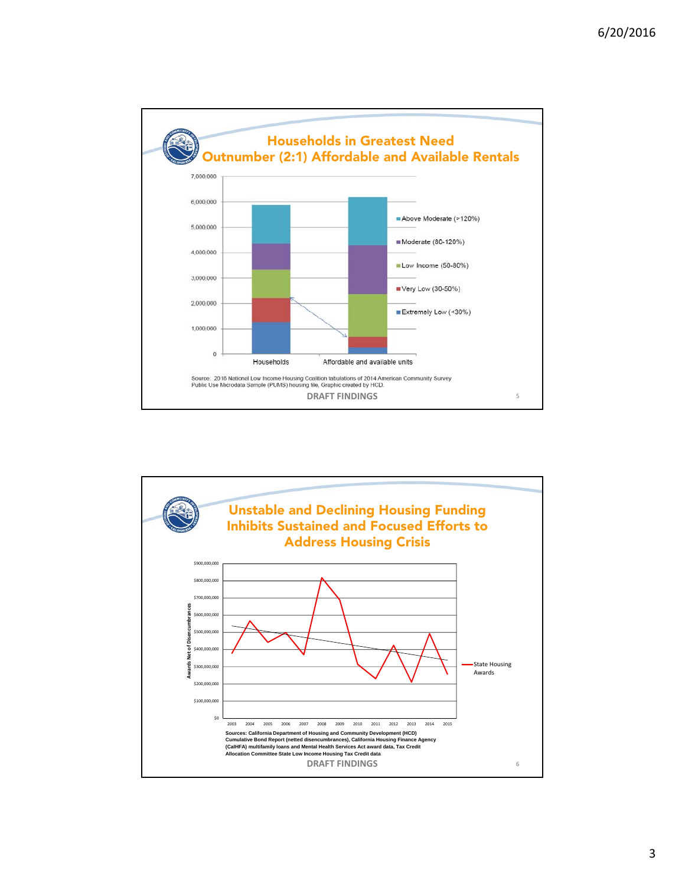## Households in Greatest Need Outnumber (2:1) Affordable and Available Rentals

7,000,000
6,000,000
5,000,000
4,000,000
3,000,000
2,000,000
1,000,000
0

Households | Affordable and available units

- Above Moderate (>120%)
- Moderate (80-120%)
- Low Income (50-80%)
- Very Low (30-50%)
- Extremely Low (<30%)

Source: 2016 National Low Income Housing Coalition tabulations of 2014 American Community Survey Public Use Microdata Sample (PUMS) housing file, Graphic created by HCD.

DRAFT FINDINGS

## Unstable and Declining Housing Funding Inhibits Sustained and Focused Efforts to Address Housing Crisis

Awards Net of Disencumbrances

$900,000,000
$800,000,000
$700,000,000
$600,000,000
$500,000,000
$400,000,000
$300,000,000
$200,000,000
$100,000,000
$0

2003 2004 2005 2006 2007 2008 2009 2010 2011 2012 2013 2014 2015

State Housing Awards

**Sources: California Department of Housing and Community Development (HCD) Cumulative Bond Report (netted disencumbrances), California Housing Finance Agency (CalHFA) multifamily loans and Mental Health Services Act award data, Tax Credit Allocation Committee State Low Income Housing Tax Credit data**

DRAFT FINDINGS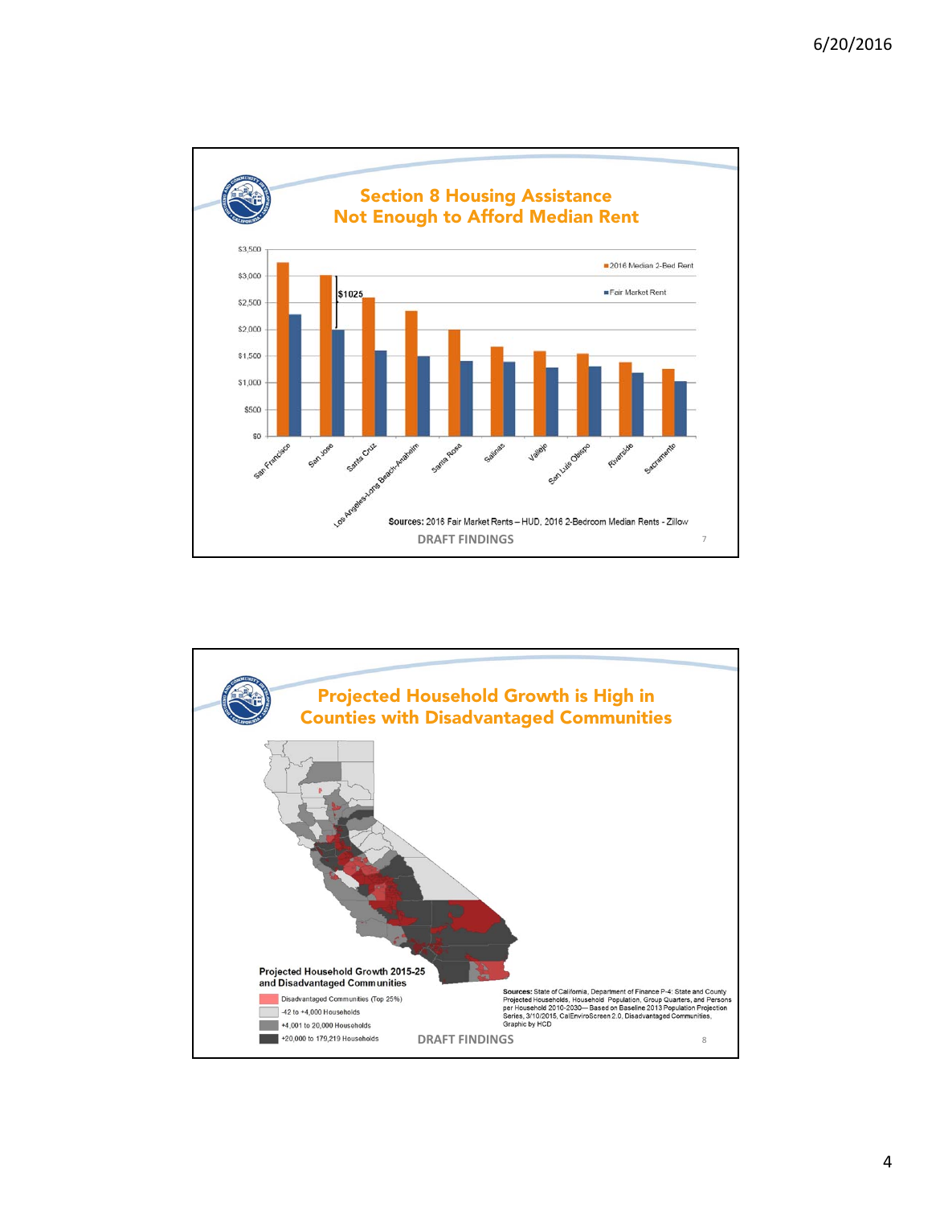## Section 8 Housing Assistance Not Enough to Afford Median Rent

$3,500
$3,000
$2,500
$2,000
$1,500
$1,000
$500
$0

2016 Median 2-Bed Rent
Fair Market Rent

$1025

San Francisco
San Jose
Santa Cruz
Los Angeles-Long Beach-Anaheim
Santa Rosa
Salinas
Vallejo
San Luis Obispo
Riverside
Sacramento

Sources: 2016 Fair Market Rents – HUD, 2016 2-Bedroom Median Rents - Zillow

DRAFT FINDINGS

## Projected Household Growth is High in Counties with Disadvantaged Communities

Projected Household Growth 2015-25 and Disadvantaged Communities

- Disadvantaged Communities (Top 25%)
- -42 to +4,000 Households
- +4,001 to 20,000 Households
- +20,000 to 179,219 Households

Sources: State of California, Department of Finance P-4: State and County Projected Households, Household Population, Group Quarters, and Persons per Household 2010-2030— Based on Baseline 2013 Population Projection Series, 3/10/2015, CalEnviroScreen 2.0, Disadvantaged Communities, Graphic by HCD

DRAFT FINDINGS